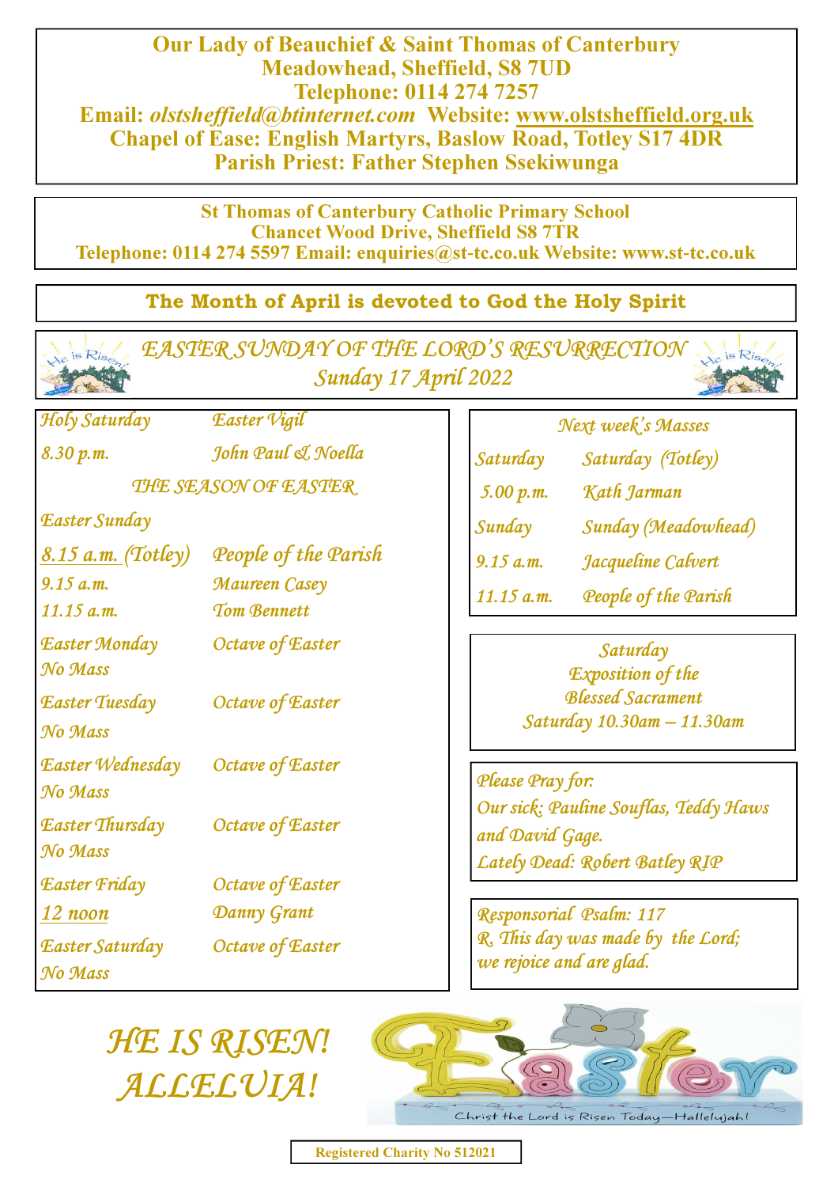**Our Lady of Beauchief & Saint Thomas of Canterbury**
**Meadowhead, Sheffield, S8 7UD**
**Telephone: 0114 274 7257**
**Email:** ***olstsheffield@btinternet.com*** **Website: www.olstsheffield.org.uk**
**Chapel of Ease: English Martyrs, Baslow Road, Totley S17 4DR**
**Parish Priest: Father Stephen Ssekiwunga**

**St Thomas of Canterbury Catholic Primary School**
**Chancet Wood Drive, Sheffield S8 7TR**
**Telephone: 0114 274 5597 Email: enquiries@st-tc.co.uk Website: www.st-tc.co.uk**

**The Month of April is devoted to God the Holy Spirit**

# *EASTER SUNDAY OF THE LORD'S RESURRECTION*
## *Sunday 17 April 2022*

| | |
|---|---|
| *Holy Saturday* | *Easter Vigil* |
| *8.30 p.m.* | *John Paul & Noella* |
| *THE SEASON OF EASTER* | |
| *Easter Sunday* | |
| *8.15 a.m. (Totley)* | *People of the Parish* |
| *9.15 a.m.* | *Maureen Casey* |
| *11.15 a.m.* | *Tom Bennett* |
| *Easter Monday* | *Octave of Easter* |
| *No Mass* | |
| *Easter Tuesday* | *Octave of Easter* |
| *No Mass* | |
| *Easter Wednesday* | *Octave of Easter* |
| *No Mass* | |
| *Easter Thursday* | *Octave of Easter* |
| *No Mass* | |
| *Easter Friday* | *Octave of Easter* |
| *12 noon* | *Danny Grant* |
| *Easter Saturday* | *Octave of Easter* |
| *No Mass* | |

*Next week's Masses*

| | |
|---|---|
| *Saturday* | *Saturday (Totley)* |
| *5.00 p.m.* | *Kath Jarman* |
| *Sunday* | *Sunday (Meadowhead)* |
| *9.15 a.m.* | *Jacqueline Calvert* |
| *11.15 a.m.* | *People of the Parish* |

*Saturday*
*Exposition of the*
*Blessed Sacrament*
*Saturday 10.30am – 11.30am*

*Please Pray for:*
*Our sick: Pauline Souflas, Teddy Haws and David Gage.*
*Lately Dead: Robert Batley RIP*

*Responsorial Psalm: 117*
*R. This day was made by the Lord; we rejoice and are glad.*

# *HE IS RISEN! ALLELUIA!*

Registered Charity No 512021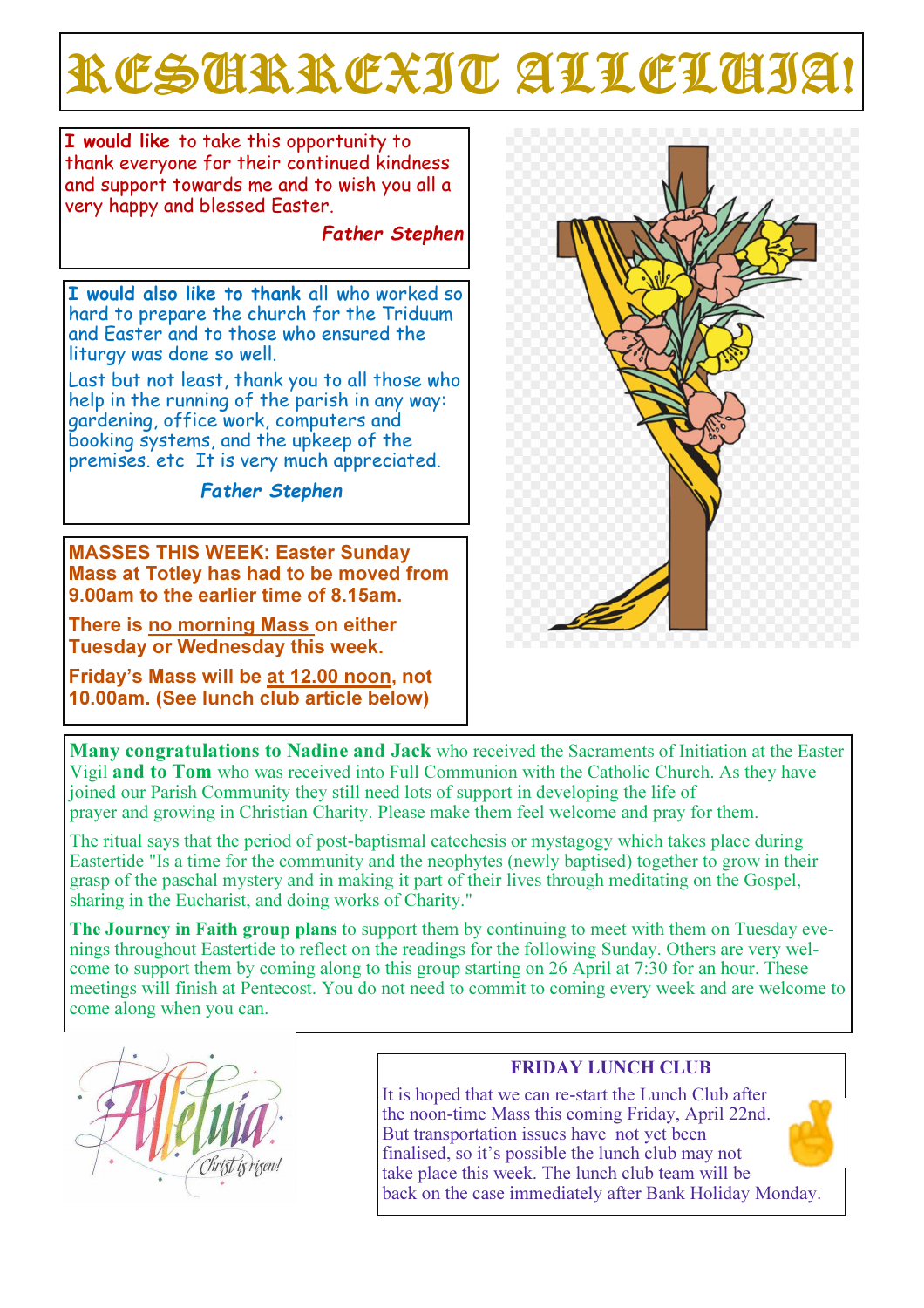# RESURREXIT ALLELUIA!

**I would like** to take this opportunity to thank everyone for their continued kindness and support towards me and to wish you all a very happy and blessed Easter.

***Father Stephen***

**I would also like to thank** all who worked so hard to prepare the church for the Triduum and Easter and to those who ensured the liturgy was done so well.

Last but not least, thank you to all those who help in the running of the parish in any way: gardening, office work, computers and booking systems, and the upkeep of the premises. etc It is very much appreciated.

***Father Stephen***

**MASSES THIS WEEK: Easter Sunday Mass at Totley has had to be moved from 9.00am to the earlier time of 8.15am.**

**There is no morning Mass on either Tuesday or Wednesday this week.**

**Friday's Mass will be at 12.00 noon, not 10.00am. (See lunch club article below)**

**Many congratulations to Nadine and Jack** who received the Sacraments of Initiation at the Easter Vigil **and to Tom** who was received into Full Communion with the Catholic Church. As they have joined our Parish Community they still need lots of support in developing the life of prayer and growing in Christian Charity. Please make them feel welcome and pray for them.

The ritual says that the period of post-baptismal catechesis or mystagogy which takes place during Eastertide "Is a time for the community and the neophytes (newly baptised) together to grow in their grasp of the paschal mystery and in making it part of their lives through meditating on the Gospel, sharing in the Eucharist, and doing works of Charity."

**The Journey in Faith group plans** to support them by continuing to meet with them on Tuesday evenings throughout Eastertide to reflect on the readings for the following Sunday. Others are very welcome to support them by coming along to this group starting on 26 April at 7:30 for an hour. These meetings will finish at Pentecost. You do not need to commit to coming every week and are welcome to come along when you can.

## FRIDAY LUNCH CLUB

It is hoped that we can re-start the Lunch Club after the noon-time Mass this coming Friday, April 22nd. But transportation issues have not yet been finalised, so it's possible the lunch club may not take place this week. The lunch club team will be back on the case immediately after Bank Holiday Monday.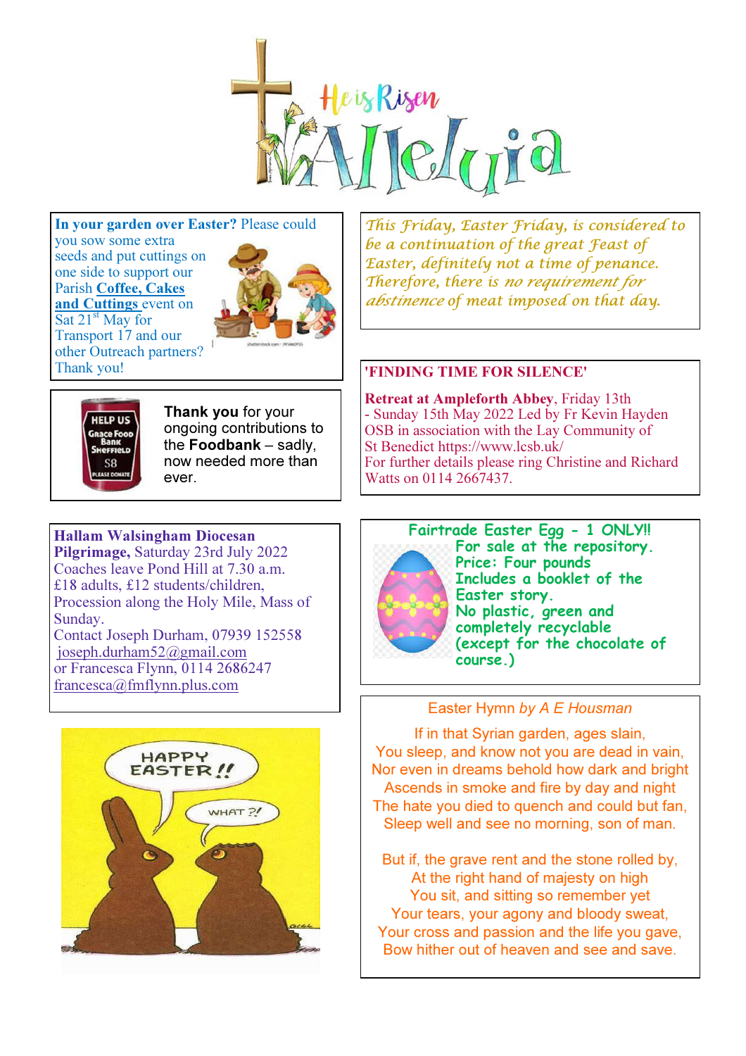# He is Risen Alleluia

**In your garden over Easter?** Please could you sow some extra seeds and put cuttings on one side to support our Parish **Coffee, Cakes and Cuttings** event on Sat 21st May for Transport 17 and our other Outreach partners? Thank you!

HELP US Grace Food Bank Sheffield S8 PLEASE DONATE

**Thank you** for your ongoing contributions to the **Foodbank** – sadly, now needed more than ever.

**Hallam Walsingham Diocesan Pilgrimage,** Saturday 23rd July 2022
Coaches leave Pond Hill at 7.30 a.m.
£18 adults, £12 students/children,
Procession along the Holy Mile, Mass of Sunday.
Contact Joseph Durham, 07939 152558
joseph.durham52@gmail.com
or Francesca Flynn, 0114 2686247
francesca@fmflynn.plus.com

HAPPY EASTER!! WHAT ?!

*This Friday, Easter Friday, is considered to be a continuation of the great Feast of Easter, definitely not a time of penance. Therefore, there is no requirement for abstinence of meat imposed on that day.*

**'FINDING TIME FOR SILENCE'**

**Retreat at Ampleforth Abbey**, Friday 13th - Sunday 15th May 2022 Led by Fr Kevin Hayden OSB in association with the Lay Community of St Benedict https://www.lcsb.uk/
For further details please ring Christine and Richard Watts on 0114 2667437.

**Fairtrade Easter Egg - 1 ONLY!!**
For sale at the repository.
Price: Four pounds
Includes a booklet of the Easter story.
No plastic, green and completely recyclable (except for the chocolate of course.)

Easter Hymn *by A E Housman*

If in that Syrian garden, ages slain,
You sleep, and know not you are dead in vain,
Nor even in dreams behold how dark and bright
Ascends in smoke and fire by day and night
The hate you died to quench and could but fan,
Sleep well and see no morning, son of man.

But if, the grave rent and the stone rolled by,
At the right hand of majesty on high
You sit, and sitting so remember yet
Your tears, your agony and bloody sweat,
Your cross and passion and the life you gave,
Bow hither out of heaven and see and save.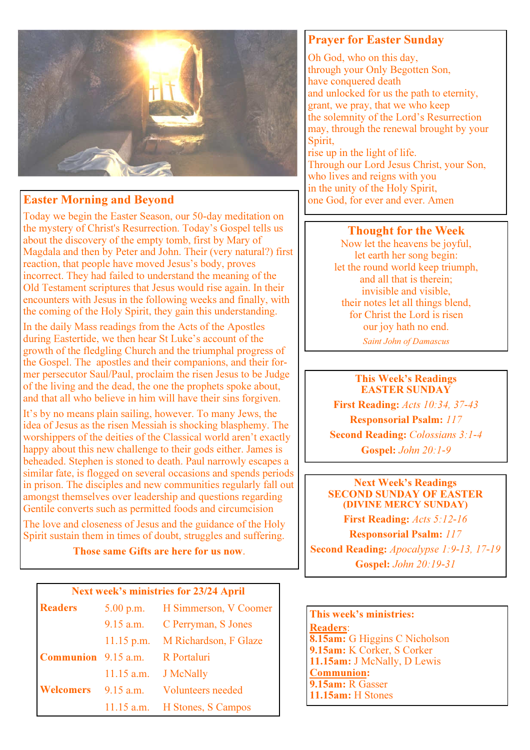## Easter Morning and Beyond

Today we begin the Easter Season, our 50-day meditation on the mystery of Christ's Resurrection. Today's Gospel tells us about the discovery of the empty tomb, first by Mary of Magdala and then by Peter and John. Their (very natural?) first reaction, that people have moved Jesus's body, proves incorrect. They had failed to understand the meaning of the Old Testament scriptures that Jesus would rise again. In their encounters with Jesus in the following weeks and finally, with the coming of the Holy Spirit, they gain this understanding.

In the daily Mass readings from the Acts of the Apostles during Eastertide, we then hear St Luke's account of the growth of the fledgling Church and the triumphal progress of the Gospel. The apostles and their companions, and their former persecutor Saul/Paul, proclaim the risen Jesus to be Judge of the living and the dead, the one the prophets spoke about, and that all who believe in him will have their sins forgiven.

It's by no means plain sailing, however. To many Jews, the idea of Jesus as the risen Messiah is shocking blasphemy. The worshippers of the deities of the Classical world aren't exactly happy about this new challenge to their gods either. James is beheaded. Stephen is stoned to death. Paul narrowly escapes a similar fate, is flogged on several occasions and spends periods in prison. The disciples and new communities regularly fall out amongst themselves over leadership and questions regarding Gentile converts such as permitted foods and circumcision

The love and closeness of Jesus and the guidance of the Holy Spirit sustain them in times of doubt, struggles and suffering.

**Those same Gifts are here for us now**.

| Next week's ministries for 23/24 April | | |
|---|---|---|
| **Readers** | 5.00 p.m. | H Simmerson, V Coomer |
| | 9.15 a.m. | C Perryman, S Jones |
| | 11.15 p.m. | M Richardson, F Glaze |
| **Communion** | 9.15 a.m. | R Portaluri |
| | 11.15 a.m. | J McNally |
| **Welcomers** | 9.15 a.m. | Volunteers needed |
| | 11.15 a.m. | H Stones, S Campos |

## Prayer for Easter Sunday

Oh God, who on this day,
through your Only Begotten Son,
have conquered death
and unlocked for us the path to eternity,
grant, we pray, that we who keep
the solemnity of the Lord's Resurrection
may, through the renewal brought by your Spirit,
rise up in the light of life.
Through our Lord Jesus Christ, your Son,
who lives and reigns with you
in the unity of the Holy Spirit,
one God, for ever and ever. Amen

## Thought for the Week

Now let the heavens be joyful,
let earth her song begin:
let the round world keep triumph,
and all that is therein;
invisible and visible,
their notes let all things blend,
for Christ the Lord is risen
our joy hath no end.

*Saint John of Damascus*

**This Week's Readings**
**EASTER SUNDAY**

**First Reading:** *Acts 10:34, 37-43*
**Responsorial Psalm:** *117*
**Second Reading:** *Colossians 3:1-4*
**Gospel:** *John 20:1-9*

**Next Week's Readings**
**SECOND SUNDAY OF EASTER**
**(DIVINE MERCY SUNDAY)**

**First Reading:** *Acts 5:12-16*
**Responsorial Psalm:** *117*
**Second Reading:** *Apocalypse 1:9-13, 17-19*
**Gospel:** *John 20:19-31*

**This week's ministries:**

**Readers**:
**8.15am:** G Higgins C Nicholson
**9.15am:** K Corker, S Corker
**11.15am:** J McNally, D Lewis
**Communion:**
**9.15am:** R Gasser
**11.15am:** H Stones